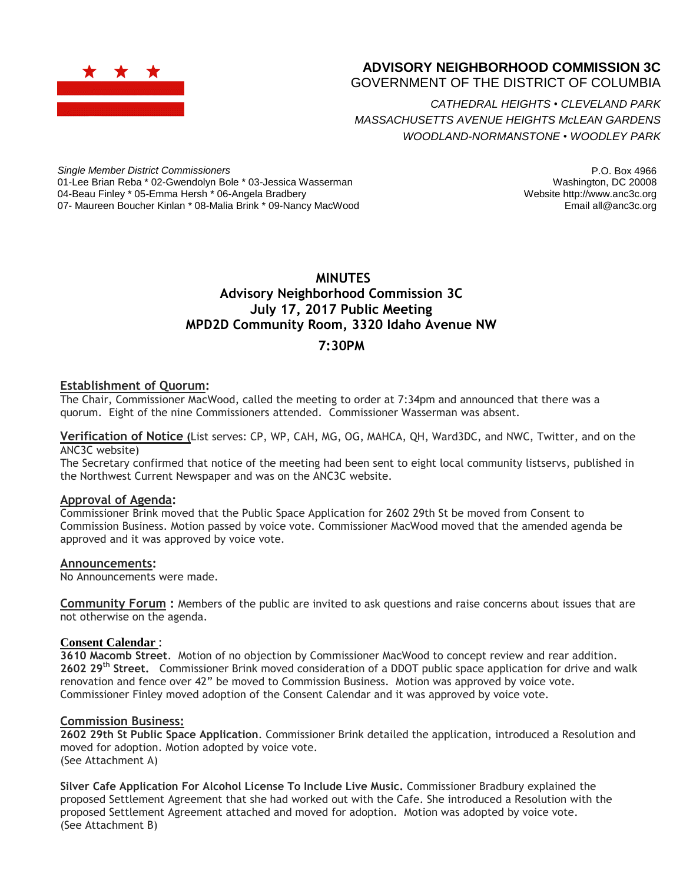# ADVISORY NEIGHBORHOOD COMMISSION 3C

GOVERNMENT OF THE DISTRICT OF COLUMBIA

*CATHEDRAL HEIGHTS • CLEVELAND PARK*
*MASSACHUSETTS AVENUE HEIGHTS McLEAN GARDENS*
*WOODLAND-NORMANSTONE • WOODLEY PARK*

*Single Member District Commissioners*
01-Lee Brian Reba * 02-Gwendolyn Bole * 03-Jessica Wasserman
04-Beau Finley * 05-Emma Hersh * 06-Angela Bradbery
07- Maureen Boucher Kinlan * 08-Malia Brink * 09-Nancy MacWood

P.O. Box 4966
Washington, DC 20008
Website http://www.anc3c.org
Email all@anc3c.org

## MINUTES
## Advisory Neighborhood Commission 3C
## July 17, 2017 Public Meeting
## MPD2D Community Room, 3320 Idaho Avenue NW
## 7:30PM

**Establishment of Quorum:**
The Chair, Commissioner MacWood, called the meeting to order at 7:34pm and announced that there was a quorum. Eight of the nine Commissioners attended. Commissioner Wasserman was absent.

**Verification of Notice** (List serves: CP, WP, CAH, MG, OG, MAHCA, QH, Ward3DC, and NWC, Twitter, and on the ANC3C website)
The Secretary confirmed that notice of the meeting had been sent to eight local community listservs, published in the Northwest Current Newspaper and was on the ANC3C website.

**Approval of Agenda:**
Commissioner Brink moved that the Public Space Application for 2602 29th St be moved from Consent to Commission Business. Motion passed by voice vote. Commissioner MacWood moved that the amended agenda be approved and it was approved by voice vote.

**Announcements:**
No Announcements were made.

**Community Forum :** Members of the public are invited to ask questions and raise concerns about issues that are not otherwise on the agenda.

**Consent Calendar :**
**3610 Macomb Street**. Motion of no objection by Commissioner MacWood to concept review and rear addition.
**2602 29th Street.** Commissioner Brink moved consideration of a DDOT public space application for drive and walk renovation and fence over 42" be moved to Commission Business. Motion was approved by voice vote.
Commissioner Finley moved adoption of the Consent Calendar and it was approved by voice vote.

**Commission Business:**
**2602 29th St Public Space Application**. Commissioner Brink detailed the application, introduced a Resolution and moved for adoption. Motion adopted by voice vote.
(See Attachment A)

**Silver Cafe Application For Alcohol License To Include Live Music.** Commissioner Bradbury explained the proposed Settlement Agreement that she had worked out with the Cafe. She introduced a Resolution with the proposed Settlement Agreement attached and moved for adoption. Motion was adopted by voice vote.
(See Attachment B)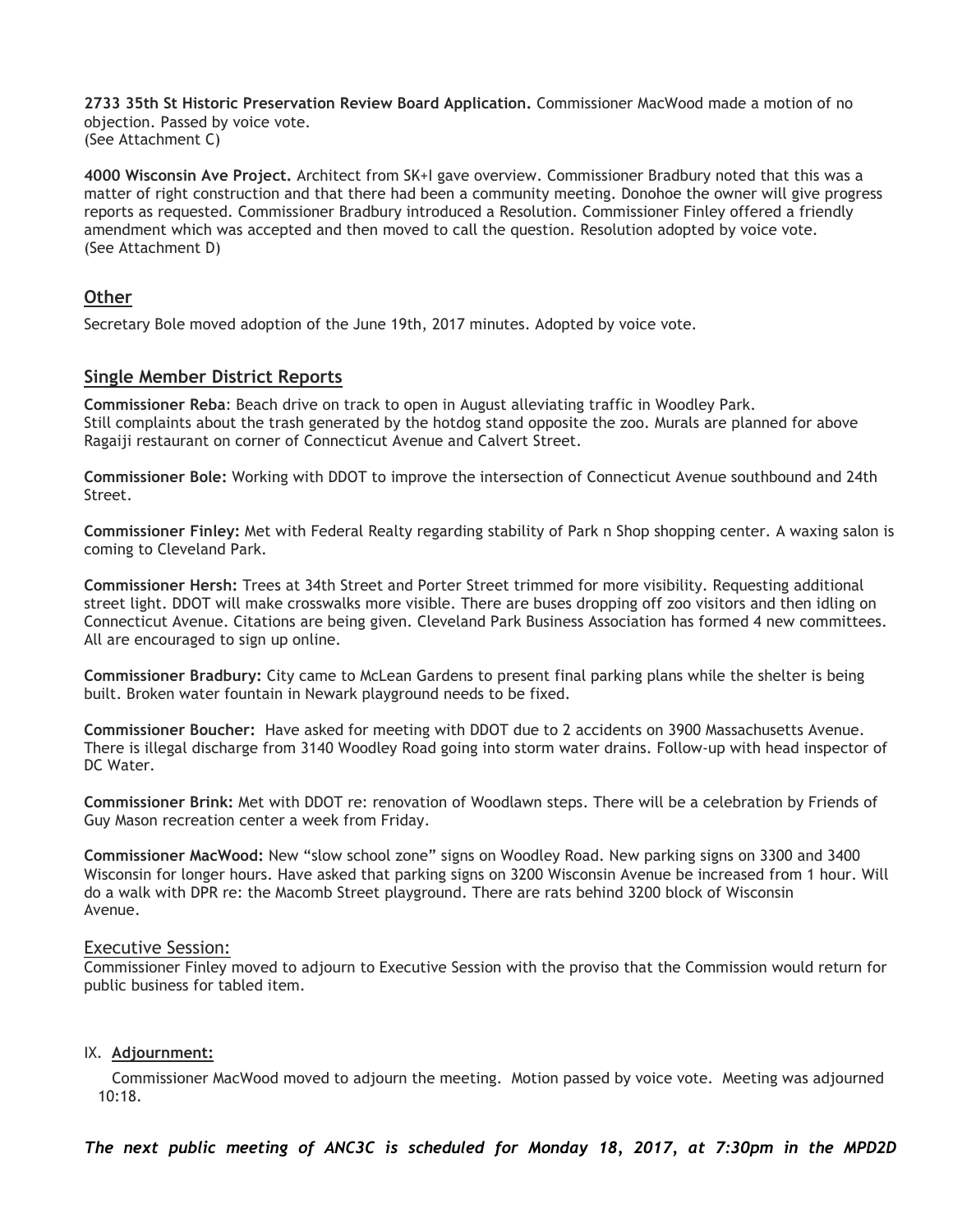**2733 35th St Historic Preservation Review Board Application.** Commissioner MacWood made a motion of no objection. Passed by voice vote.
(See Attachment C)

**4000 Wisconsin Ave Project.** Architect from SK+I gave overview. Commissioner Bradbury noted that this was a matter of right construction and that there had been a community meeting. Donohoe the owner will give progress reports as requested. Commissioner Bradbury introduced a Resolution. Commissioner Finley offered a friendly amendment which was accepted and then moved to call the question. Resolution adopted by voice vote.
(See Attachment D)

## Other

Secretary Bole moved adoption of the June 19th, 2017 minutes. Adopted by voice vote.

## Single Member District Reports

**Commissioner Reba**: Beach drive on track to open in August alleviating traffic in Woodley Park. Still complaints about the trash generated by the hotdog stand opposite the zoo. Murals are planned for above Ragaiji restaurant on corner of Connecticut Avenue and Calvert Street.

**Commissioner Bole:** Working with DDOT to improve the intersection of Connecticut Avenue southbound and 24th Street.

**Commissioner Finley:** Met with Federal Realty regarding stability of Park n Shop shopping center. A waxing salon is coming to Cleveland Park.

**Commissioner Hersh:** Trees at 34th Street and Porter Street trimmed for more visibility. Requesting additional street light. DDOT will make crosswalks more visible. There are buses dropping off zoo visitors and then idling on Connecticut Avenue. Citations are being given. Cleveland Park Business Association has formed 4 new committees. All are encouraged to sign up online.

**Commissioner Bradbury:** City came to McLean Gardens to present final parking plans while the shelter is being built. Broken water fountain in Newark playground needs to be fixed.

**Commissioner Boucher:** Have asked for meeting with DDOT due to 2 accidents on 3900 Massachusetts Avenue. There is illegal discharge from 3140 Woodley Road going into storm water drains. Follow-up with head inspector of DC Water.

**Commissioner Brink:** Met with DDOT re: renovation of Woodlawn steps. There will be a celebration by Friends of Guy Mason recreation center a week from Friday.

**Commissioner MacWood:** New "slow school zone" signs on Woodley Road. New parking signs on 3300 and 3400 Wisconsin for longer hours. Have asked that parking signs on 3200 Wisconsin Avenue be increased from 1 hour. Will do a walk with DPR re: the Macomb Street playground. There are rats behind 3200 block of Wisconsin Avenue.

### Executive Session:

Commissioner Finley moved to adjourn to Executive Session with the proviso that the Commission would return for public business for tabled item.

IX. **Adjournment:**

Commissioner MacWood moved to adjourn the meeting. Motion passed by voice vote. Meeting was adjourned 10:18.

***The next public meeting of ANC3C is scheduled for Monday 18, 2017, at 7:30pm in the MPD2D***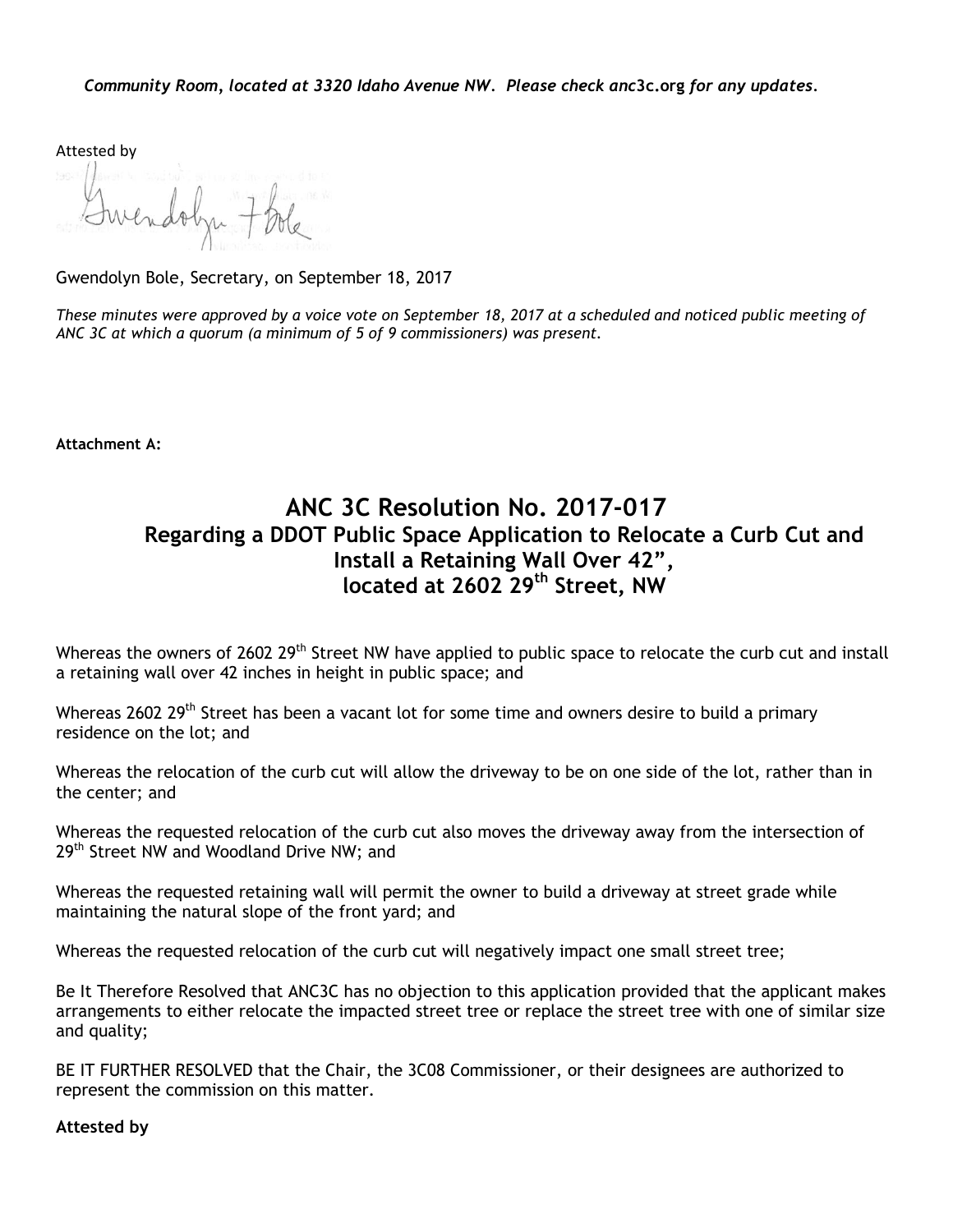*Community Room, located at 3320 Idaho Avenue NW. Please check anc3c.org for any updates.*

Attested by

Gwendolyn Bole, Secretary, on September 18, 2017

*These minutes were approved by a voice vote on September 18, 2017 at a scheduled and noticed public meeting of ANC 3C at which a quorum (a minimum of 5 of 9 commissioners) was present.*

**Attachment A:**

# ANC 3C Resolution No. 2017-017

## Regarding a DDOT Public Space Application to Relocate a Curb Cut and Install a Retaining Wall Over 42", located at 2602 29th Street, NW

Whereas the owners of 2602 29th Street NW have applied to public space to relocate the curb cut and install a retaining wall over 42 inches in height in public space; and

Whereas 2602 29th Street has been a vacant lot for some time and owners desire to build a primary residence on the lot; and

Whereas the relocation of the curb cut will allow the driveway to be on one side of the lot, rather than in the center; and

Whereas the requested relocation of the curb cut also moves the driveway away from the intersection of 29th Street NW and Woodland Drive NW; and

Whereas the requested retaining wall will permit the owner to build a driveway at street grade while maintaining the natural slope of the front yard; and

Whereas the requested relocation of the curb cut will negatively impact one small street tree;

Be It Therefore Resolved that ANC3C has no objection to this application provided that the applicant makes arrangements to either relocate the impacted street tree or replace the street tree with one of similar size and quality;

BE IT FURTHER RESOLVED that the Chair, the 3C08 Commissioner, or their designees are authorized to represent the commission on this matter.

**Attested by**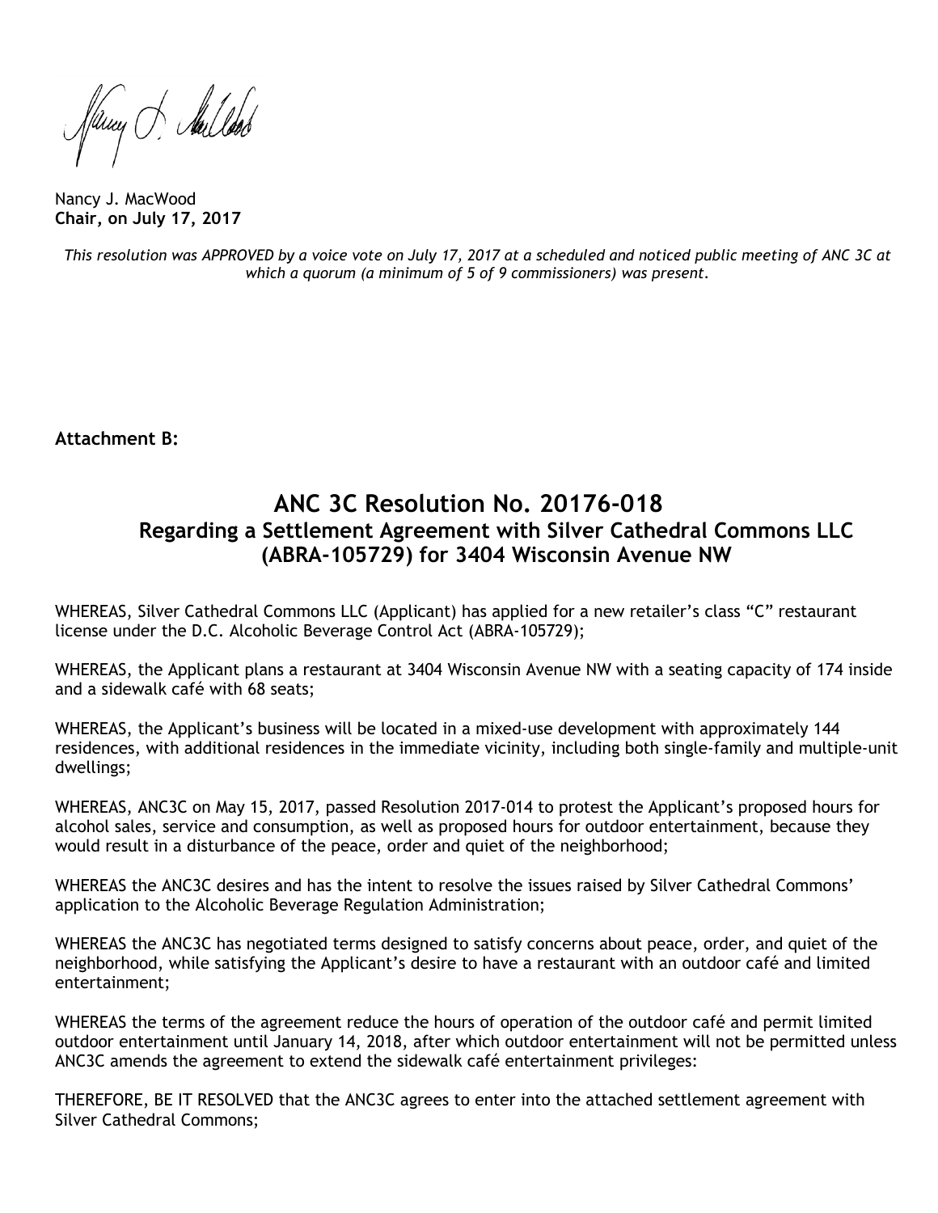Nancy J. MacWood
**Chair, on July 17, 2017**

*This resolution was APPROVED by a voice vote on July 17, 2017 at a scheduled and noticed public meeting of ANC 3C at which a quorum (a minimum of 5 of 9 commissioners) was present.*

**Attachment B:**

## ANC 3C Resolution No. 20176-018
### Regarding a Settlement Agreement with Silver Cathedral Commons LLC (ABRA-105729) for 3404 Wisconsin Avenue NW

WHEREAS, Silver Cathedral Commons LLC (Applicant) has applied for a new retailer's class "C" restaurant license under the D.C. Alcoholic Beverage Control Act (ABRA-105729);

WHEREAS, the Applicant plans a restaurant at 3404 Wisconsin Avenue NW with a seating capacity of 174 inside and a sidewalk café with 68 seats;

WHEREAS, the Applicant's business will be located in a mixed-use development with approximately 144 residences, with additional residences in the immediate vicinity, including both single-family and multiple-unit dwellings;

WHEREAS, ANC3C on May 15, 2017, passed Resolution 2017-014 to protest the Applicant's proposed hours for alcohol sales, service and consumption, as well as proposed hours for outdoor entertainment, because they would result in a disturbance of the peace, order and quiet of the neighborhood;

WHEREAS the ANC3C desires and has the intent to resolve the issues raised by Silver Cathedral Commons' application to the Alcoholic Beverage Regulation Administration;

WHEREAS the ANC3C has negotiated terms designed to satisfy concerns about peace, order, and quiet of the neighborhood, while satisfying the Applicant's desire to have a restaurant with an outdoor café and limited entertainment;

WHEREAS the terms of the agreement reduce the hours of operation of the outdoor café and permit limited outdoor entertainment until January 14, 2018, after which outdoor entertainment will not be permitted unless ANC3C amends the agreement to extend the sidewalk café entertainment privileges:

THEREFORE, BE IT RESOLVED that the ANC3C agrees to enter into the attached settlement agreement with Silver Cathedral Commons;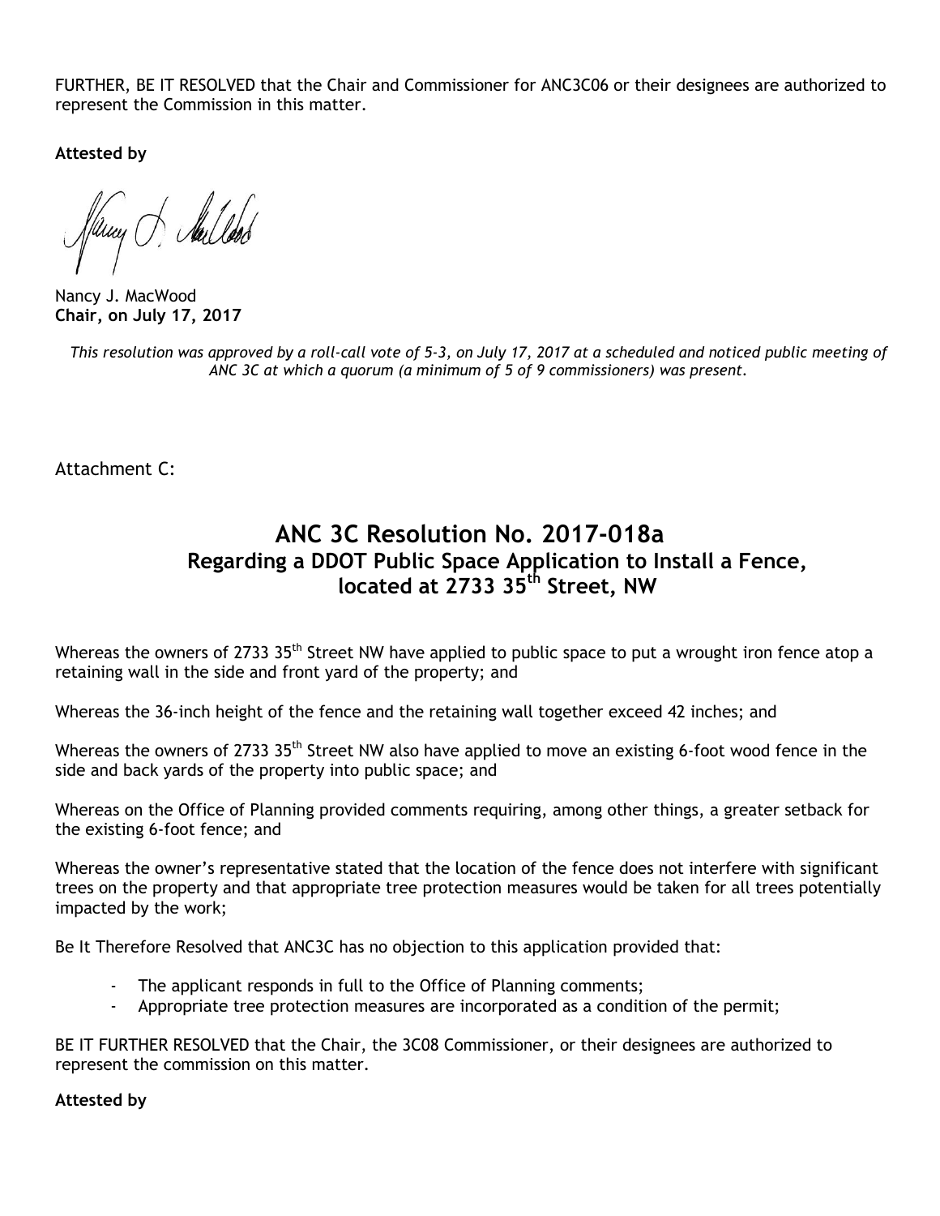FURTHER, BE IT RESOLVED that the Chair and Commissioner for ANC3C06 or their designees are authorized to represent the Commission in this matter.

**Attested by**

Nancy J. MacWood
**Chair, on July 17, 2017**

*This resolution was approved by a roll-call vote of 5-3, on July 17, 2017 at a scheduled and noticed public meeting of ANC 3C at which a quorum (a minimum of 5 of 9 commissioners) was present.*

Attachment C:

## ANC 3C Resolution No. 2017-018a
### Regarding a DDOT Public Space Application to Install a Fence, located at 2733 35th Street, NW

Whereas the owners of 2733 35th Street NW have applied to public space to put a wrought iron fence atop a retaining wall in the side and front yard of the property; and

Whereas the 36-inch height of the fence and the retaining wall together exceed 42 inches; and

Whereas the owners of 2733 35th Street NW also have applied to move an existing 6-foot wood fence in the side and back yards of the property into public space; and

Whereas on the Office of Planning provided comments requiring, among other things, a greater setback for the existing 6-foot fence; and

Whereas the owner's representative stated that the location of the fence does not interfere with significant trees on the property and that appropriate tree protection measures would be taken for all trees potentially impacted by the work;

Be It Therefore Resolved that ANC3C has no objection to this application provided that:

- The applicant responds in full to the Office of Planning comments;
- Appropriate tree protection measures are incorporated as a condition of the permit;

BE IT FURTHER RESOLVED that the Chair, the 3C08 Commissioner, or their designees are authorized to represent the commission on this matter.

**Attested by**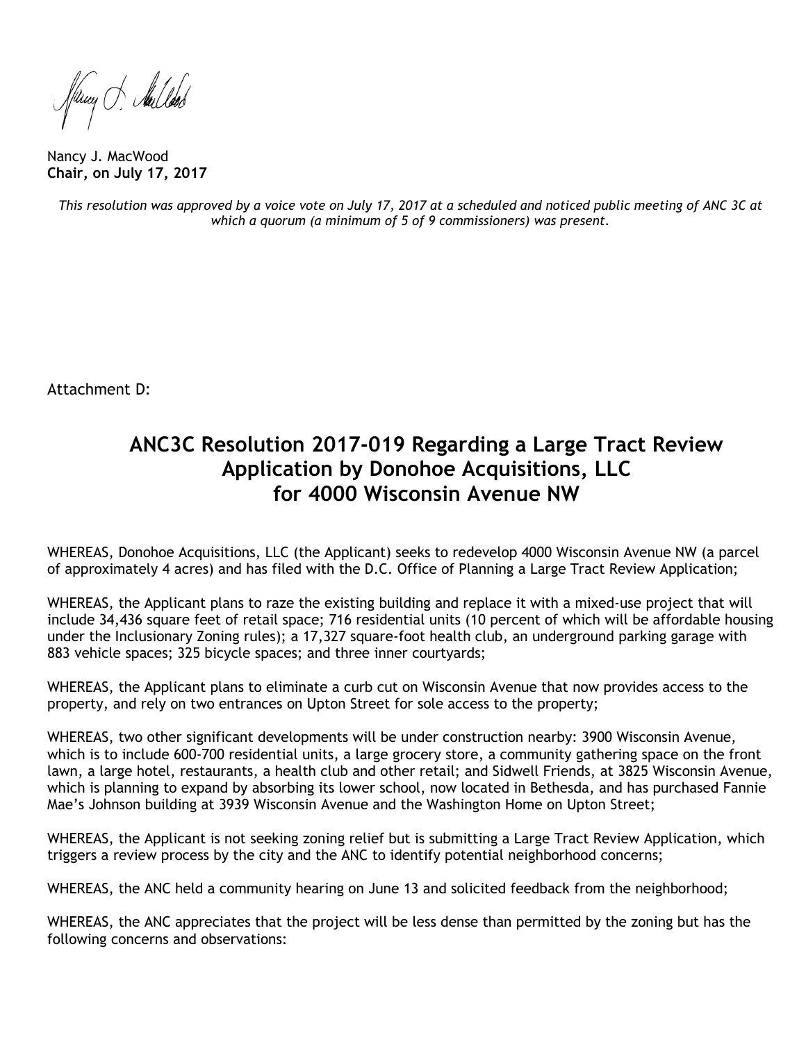Nancy J. MacWood
**Chair, on July 17, 2017**

*This resolution was approved by a voice vote on July 17, 2017 at a scheduled and noticed public meeting of ANC 3C at which a quorum (a minimum of 5 of 9 commissioners) was present.*

Attachment D:

# ANC3C Resolution 2017-019 Regarding a Large Tract Review Application by Donohoe Acquisitions, LLC for 4000 Wisconsin Avenue NW

WHEREAS, Donohoe Acquisitions, LLC (the Applicant) seeks to redevelop 4000 Wisconsin Avenue NW (a parcel of approximately 4 acres) and has filed with the D.C. Office of Planning a Large Tract Review Application;

WHEREAS, the Applicant plans to raze the existing building and replace it with a mixed-use project that will include 34,436 square feet of retail space; 716 residential units (10 percent of which will be affordable housing under the Inclusionary Zoning rules); a 17,327 square-foot health club, an underground parking garage with 883 vehicle spaces; 325 bicycle spaces; and three inner courtyards;

WHEREAS, the Applicant plans to eliminate a curb cut on Wisconsin Avenue that now provides access to the property, and rely on two entrances on Upton Street for sole access to the property;

WHEREAS, two other significant developments will be under construction nearby: 3900 Wisconsin Avenue, which is to include 600-700 residential units, a large grocery store, a community gathering space on the front lawn, a large hotel, restaurants, a health club and other retail; and Sidwell Friends, at 3825 Wisconsin Avenue, which is planning to expand by absorbing its lower school, now located in Bethesda, and has purchased Fannie Mae's Johnson building at 3939 Wisconsin Avenue and the Washington Home on Upton Street;

WHEREAS, the Applicant is not seeking zoning relief but is submitting a Large Tract Review Application, which triggers a review process by the city and the ANC to identify potential neighborhood concerns;

WHEREAS, the ANC held a community hearing on June 13 and solicited feedback from the neighborhood;

WHEREAS, the ANC appreciates that the project will be less dense than permitted by the zoning but has the following concerns and observations: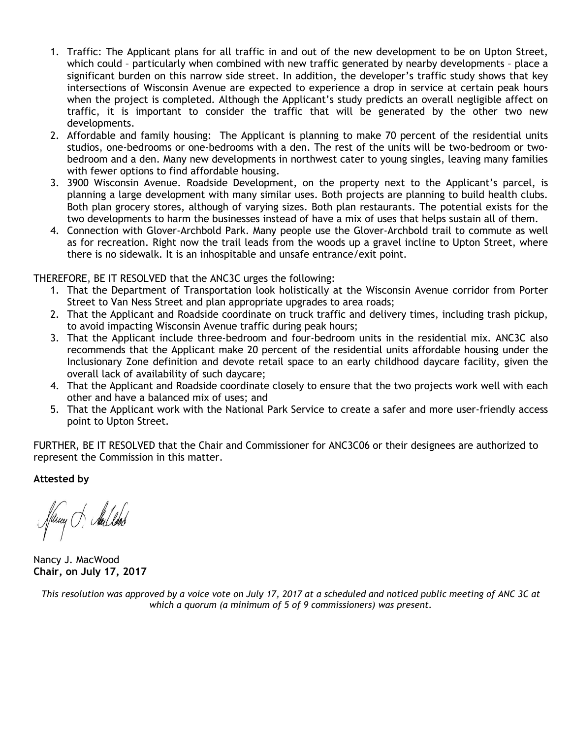1. Traffic: The Applicant plans for all traffic in and out of the new development to be on Upton Street, which could – particularly when combined with new traffic generated by nearby developments – place a significant burden on this narrow side street. In addition, the developer's traffic study shows that key intersections of Wisconsin Avenue are expected to experience a drop in service at certain peak hours when the project is completed. Although the Applicant's study predicts an overall negligible affect on traffic, it is important to consider the traffic that will be generated by the other two new developments.
2. Affordable and family housing: The Applicant is planning to make 70 percent of the residential units studios, one-bedrooms or one-bedrooms with a den. The rest of the units will be two-bedroom or two-bedroom and a den. Many new developments in northwest cater to young singles, leaving many families with fewer options to find affordable housing.
3. 3900 Wisconsin Avenue. Roadside Development, on the property next to the Applicant's parcel, is planning a large development with many similar uses. Both projects are planning to build health clubs. Both plan grocery stores, although of varying sizes. Both plan restaurants. The potential exists for the two developments to harm the businesses instead of have a mix of uses that helps sustain all of them.
4. Connection with Glover-Archbold Park. Many people use the Glover-Archbold trail to commute as well as for recreation. Right now the trail leads from the woods up a gravel incline to Upton Street, where there is no sidewalk. It is an inhospitable and unsafe entrance/exit point.

THEREFORE, BE IT RESOLVED that the ANC3C urges the following:

1. That the Department of Transportation look holistically at the Wisconsin Avenue corridor from Porter Street to Van Ness Street and plan appropriate upgrades to area roads;
2. That the Applicant and Roadside coordinate on truck traffic and delivery times, including trash pickup, to avoid impacting Wisconsin Avenue traffic during peak hours;
3. That the Applicant include three-bedroom and four-bedroom units in the residential mix. ANC3C also recommends that the Applicant make 20 percent of the residential units affordable housing under the Inclusionary Zone definition and devote retail space to an early childhood daycare facility, given the overall lack of availability of such daycare;
4. That the Applicant and Roadside coordinate closely to ensure that the two projects work well with each other and have a balanced mix of uses; and
5. That the Applicant work with the National Park Service to create a safer and more user-friendly access point to Upton Street.

FURTHER, BE IT RESOLVED that the Chair and Commissioner for ANC3C06 or their designees are authorized to represent the Commission in this matter.

**Attested by**

Nancy J. MacWood
**Chair, on July 17, 2017**

*This resolution was approved by a voice vote on July 17, 2017 at a scheduled and noticed public meeting of ANC 3C at which a quorum (a minimum of 5 of 9 commissioners) was present.*